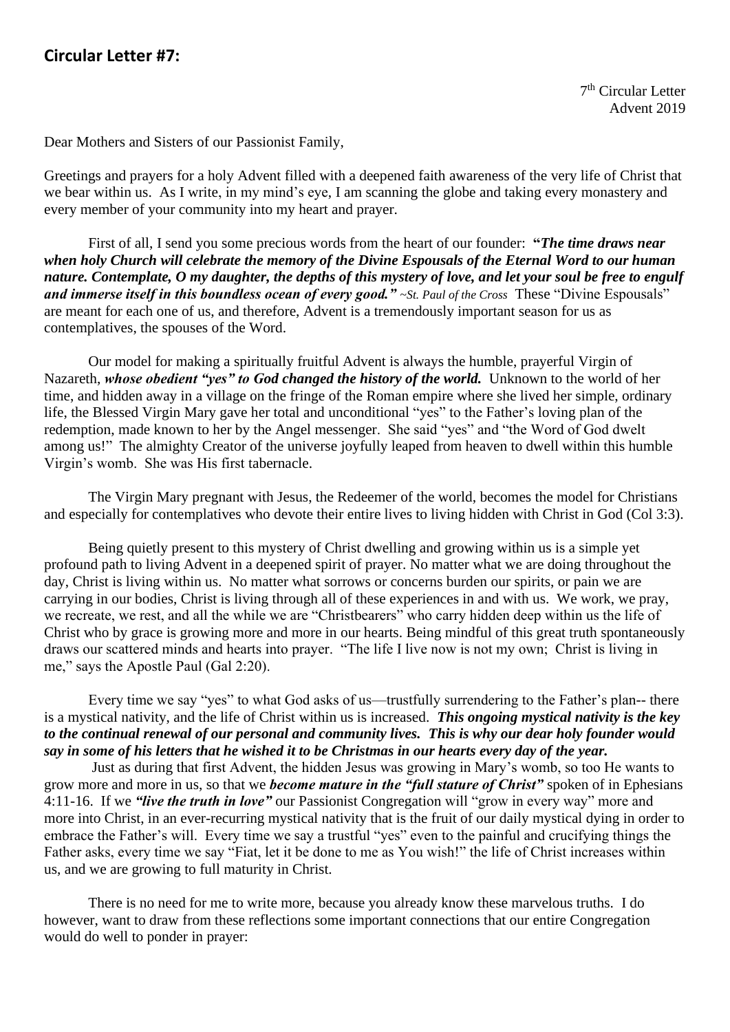## Circular Letter #7:

7th Circular Letter
Advent 2019

Dear Mothers and Sisters of our Passionist Family,

Greetings and prayers for a holy Advent filled with a deepened faith awareness of the very life of Christ that we bear within us. As I write, in my mind's eye, I am scanning the globe and taking every monastery and every member of your community into my heart and prayer.

First of all, I send you some precious words from the heart of our founder: "***The time draws near when holy Church will celebrate the memory of the Divine Espousals of the Eternal Word to our human nature. Contemplate, O my daughter, the depths of this mystery of love, and let your soul be free to engulf and immerse itself in this boundless ocean of every good."*** *~St. Paul of the Cross* These "Divine Espousals" are meant for each one of us, and therefore, Advent is a tremendously important season for us as contemplatives, the spouses of the Word.

Our model for making a spiritually fruitful Advent is always the humble, prayerful Virgin of Nazareth, ***whose obedient "yes" to God changed the history of the world.*** Unknown to the world of her time, and hidden away in a village on the fringe of the Roman empire where she lived her simple, ordinary life, the Blessed Virgin Mary gave her total and unconditional "yes" to the Father's loving plan of the redemption, made known to her by the Angel messenger. She said "yes" and "the Word of God dwelt among us!" The almighty Creator of the universe joyfully leaped from heaven to dwell within this humble Virgin's womb. She was His first tabernacle.

The Virgin Mary pregnant with Jesus, the Redeemer of the world, becomes the model for Christians and especially for contemplatives who devote their entire lives to living hidden with Christ in God (Col 3:3).

Being quietly present to this mystery of Christ dwelling and growing within us is a simple yet profound path to living Advent in a deepened spirit of prayer. No matter what we are doing throughout the day, Christ is living within us. No matter what sorrows or concerns burden our spirits, or pain we are carrying in our bodies, Christ is living through all of these experiences in and with us. We work, we pray, we recreate, we rest, and all the while we are "Christbearers" who carry hidden deep within us the life of Christ who by grace is growing more and more in our hearts. Being mindful of this great truth spontaneously draws our scattered minds and hearts into prayer. "The life I live now is not my own; Christ is living in me," says the Apostle Paul (Gal 2:20).

Every time we say "yes" to what God asks of us—trustfully surrendering to the Father's plan-- there is a mystical nativity, and the life of Christ within us is increased. ***This ongoing mystical nativity is the key to the continual renewal of our personal and community lives. This is why our dear holy founder would say in some of his letters that he wished it to be Christmas in our hearts every day of the year.***

Just as during that first Advent, the hidden Jesus was growing in Mary's womb, so too He wants to grow more and more in us, so that we ***become mature in the "full stature of Christ"*** spoken of in Ephesians 4:11-16. If we ***"live the truth in love"*** our Passionist Congregation will "grow in every way" more and more into Christ, in an ever-recurring mystical nativity that is the fruit of our daily mystical dying in order to embrace the Father's will. Every time we say a trustful "yes" even to the painful and crucifying things the Father asks, every time we say "Fiat, let it be done to me as You wish!" the life of Christ increases within us, and we are growing to full maturity in Christ.

There is no need for me to write more, because you already know these marvelous truths. I do however, want to draw from these reflections some important connections that our entire Congregation would do well to ponder in prayer: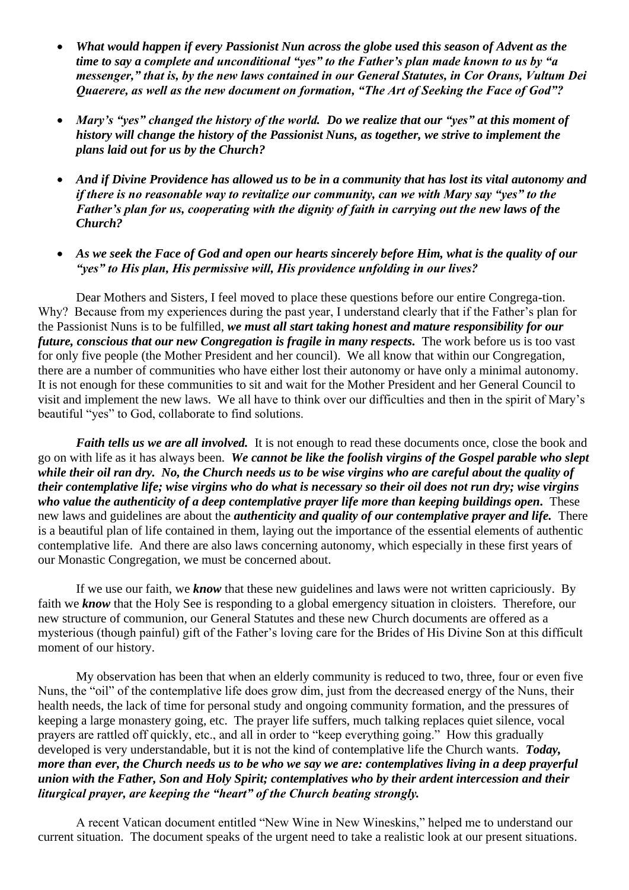- ***What would happen if every Passionist Nun across the globe used this season of Advent as the time to say a complete and unconditional "yes" to the Father's plan made known to us by "a messenger," that is, by the new laws contained in our General Statutes, in Cor Orans, Vultum Dei Quaerere, as well as the new document on formation, "The Art of Seeking the Face of God"?***

- ***Mary's "yes" changed the history of the world. Do we realize that our "yes" at this moment of history will change the history of the Passionist Nuns, as together, we strive to implement the plans laid out for us by the Church?***

- ***And if Divine Providence has allowed us to be in a community that has lost its vital autonomy and if there is no reasonable way to revitalize our community, can we with Mary say "yes" to the Father's plan for us, cooperating with the dignity of faith in carrying out the new laws of the Church?***

- ***As we seek the Face of God and open our hearts sincerely before Him, what is the quality of our "yes" to His plan, His permissive will, His providence unfolding in our lives?***

Dear Mothers and Sisters, I feel moved to place these questions before our entire Congrega-tion. Why? Because from my experiences during the past year, I understand clearly that if the Father's plan for the Passionist Nuns is to be fulfilled, ***we must all start taking honest and mature responsibility for our future, conscious that our new Congregation is fragile in many respects.*** The work before us is too vast for only five people (the Mother President and her council). We all know that within our Congregation, there are a number of communities who have either lost their autonomy or have only a minimal autonomy. It is not enough for these communities to sit and wait for the Mother President and her General Council to visit and implement the new laws. We all have to think over our difficulties and then in the spirit of Mary's beautiful "yes" to God, collaborate to find solutions.

***Faith tells us we are all involved.*** It is not enough to read these documents once, close the book and go on with life as it has always been. ***We cannot be like the foolish virgins of the Gospel parable who slept while their oil ran dry. No, the Church needs us to be wise virgins who are careful about the quality of their contemplative life; wise virgins who do what is necessary so their oil does not run dry; wise virgins who value the authenticity of a deep contemplative prayer life more than keeping buildings open.*** These new laws and guidelines are about the ***authenticity and quality of our contemplative prayer and life.*** There is a beautiful plan of life contained in them, laying out the importance of the essential elements of authentic contemplative life. And there are also laws concerning autonomy, which especially in these first years of our Monastic Congregation, we must be concerned about.

If we use our faith, we ***know*** that these new guidelines and laws were not written capriciously. By faith we ***know*** that the Holy See is responding to a global emergency situation in cloisters. Therefore, our new structure of communion, our General Statutes and these new Church documents are offered as a mysterious (though painful) gift of the Father's loving care for the Brides of His Divine Son at this difficult moment of our history.

My observation has been that when an elderly community is reduced to two, three, four or even five Nuns, the "oil" of the contemplative life does grow dim, just from the decreased energy of the Nuns, their health needs, the lack of time for personal study and ongoing community formation, and the pressures of keeping a large monastery going, etc. The prayer life suffers, much talking replaces quiet silence, vocal prayers are rattled off quickly, etc., and all in order to "keep everything going." How this gradually developed is very understandable, but it is not the kind of contemplative life the Church wants. ***Today, more than ever, the Church needs us to be who we say we are: contemplatives living in a deep prayerful union with the Father, Son and Holy Spirit; contemplatives who by their ardent intercession and their liturgical prayer, are keeping the "heart" of the Church beating strongly.***

A recent Vatican document entitled "New Wine in New Wineskins," helped me to understand our current situation. The document speaks of the urgent need to take a realistic look at our present situations.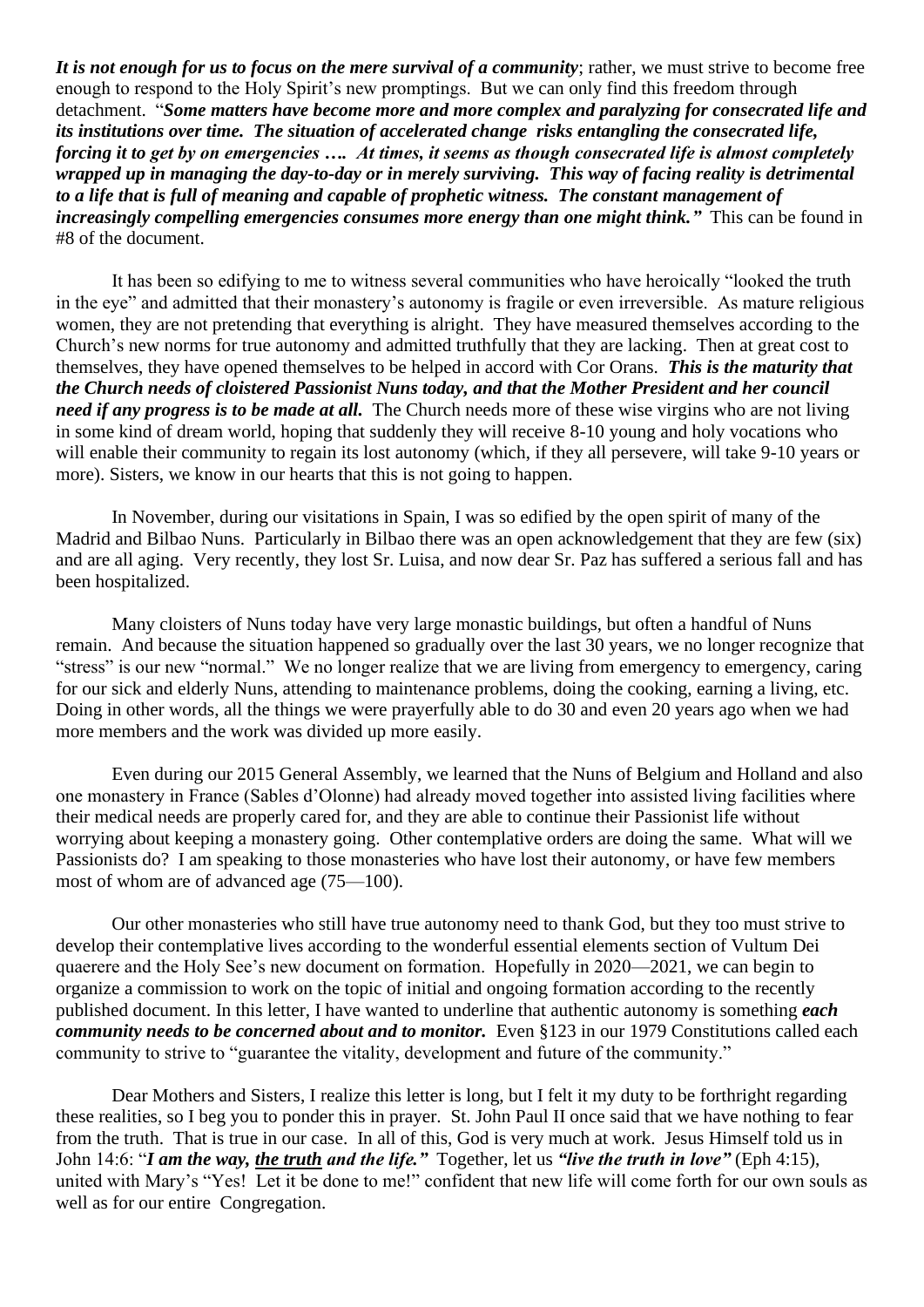***It is not enough for us to focus on the mere survival of a community***; rather, we must strive to become free enough to respond to the Holy Spirit's new promptings. But we can only find this freedom through detachment. "***Some matters have become more and more complex and paralyzing for consecrated life and its institutions over time. The situation of accelerated change risks entangling the consecrated life, forcing it to get by on emergencies …. At times, it seems as though consecrated life is almost completely wrapped up in managing the day-to-day or in merely surviving. This way of facing reality is detrimental to a life that is full of meaning and capable of prophetic witness. The constant management of increasingly compelling emergencies consumes more energy than one might think."*** This can be found in #8 of the document.

It has been so edifying to me to witness several communities who have heroically "looked the truth in the eye" and admitted that their monastery's autonomy is fragile or even irreversible. As mature religious women, they are not pretending that everything is alright. They have measured themselves according to the Church's new norms for true autonomy and admitted truthfully that they are lacking. Then at great cost to themselves, they have opened themselves to be helped in accord with Cor Orans. ***This is the maturity that the Church needs of cloistered Passionist Nuns today, and that the Mother President and her council need if any progress is to be made at all.*** The Church needs more of these wise virgins who are not living in some kind of dream world, hoping that suddenly they will receive 8-10 young and holy vocations who will enable their community to regain its lost autonomy (which, if they all persevere, will take 9-10 years or more). Sisters, we know in our hearts that this is not going to happen.

In November, during our visitations in Spain, I was so edified by the open spirit of many of the Madrid and Bilbao Nuns. Particularly in Bilbao there was an open acknowledgement that they are few (six) and are all aging. Very recently, they lost Sr. Luisa, and now dear Sr. Paz has suffered a serious fall and has been hospitalized.

Many cloisters of Nuns today have very large monastic buildings, but often a handful of Nuns remain. And because the situation happened so gradually over the last 30 years, we no longer recognize that "stress" is our new "normal." We no longer realize that we are living from emergency to emergency, caring for our sick and elderly Nuns, attending to maintenance problems, doing the cooking, earning a living, etc. Doing in other words, all the things we were prayerfully able to do 30 and even 20 years ago when we had more members and the work was divided up more easily.

Even during our 2015 General Assembly, we learned that the Nuns of Belgium and Holland and also one monastery in France (Sables d'Olonne) had already moved together into assisted living facilities where their medical needs are properly cared for, and they are able to continue their Passionist life without worrying about keeping a monastery going. Other contemplative orders are doing the same. What will we Passionists do? I am speaking to those monasteries who have lost their autonomy, or have few members most of whom are of advanced age (75—100).

Our other monasteries who still have true autonomy need to thank God, but they too must strive to develop their contemplative lives according to the wonderful essential elements section of Vultum Dei quaerere and the Holy See's new document on formation. Hopefully in 2020—2021, we can begin to organize a commission to work on the topic of initial and ongoing formation according to the recently published document. In this letter, I have wanted to underline that authentic autonomy is something ***each community needs to be concerned about and to monitor.*** Even §123 in our 1979 Constitutions called each community to strive to "guarantee the vitality, development and future of the community."

Dear Mothers and Sisters, I realize this letter is long, but I felt it my duty to be forthright regarding these realities, so I beg you to ponder this in prayer. St. John Paul II once said that we have nothing to fear from the truth. That is true in our case. In all of this, God is very much at work. Jesus Himself told us in John 14:6: "***I am the way, <u>the truth</u> and the life."*** Together, let us ***"live the truth in love"*** (Eph 4:15), united with Mary's "Yes! Let it be done to me!" confident that new life will come forth for our own souls as well as for our entire Congregation.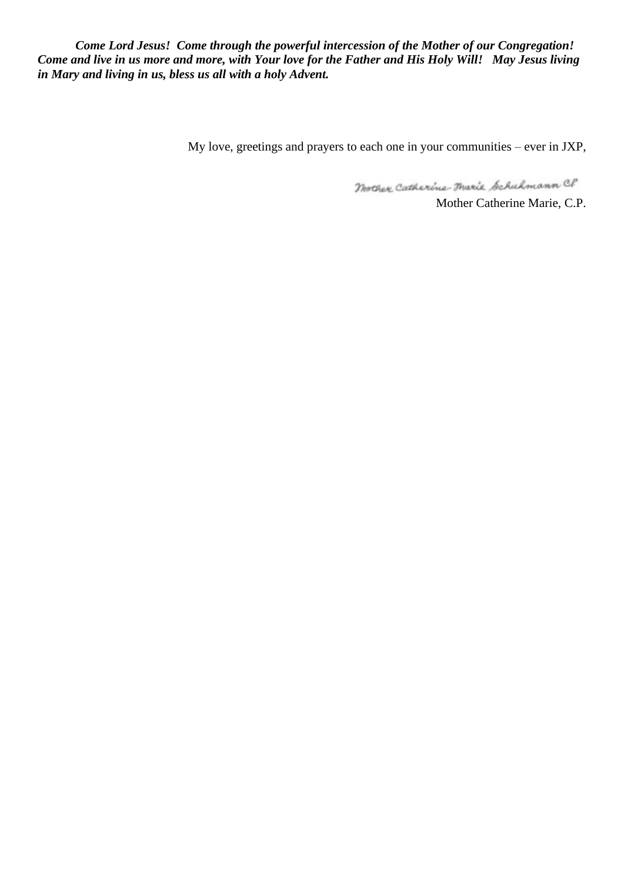***Come Lord Jesus! Come through the powerful intercession of the Mother of our Congregation! Come and live in us more and more, with Your love for the Father and His Holy Will! May Jesus living in Mary and living in us, bless us all with a holy Advent.***

My love, greetings and prayers to each one in your communities – ever in JXP,

Mother Catherine-Marie Schuhmann CP

Mother Catherine Marie, C.P.